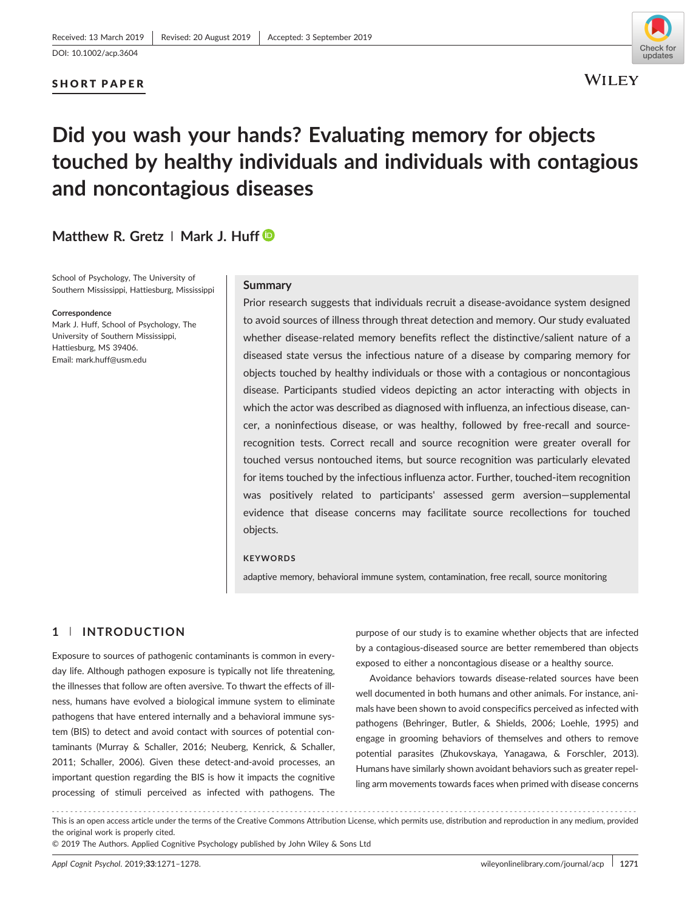Received: 13 March 2019 | Revised: 20 August 2019 | Accepted: 3 September 2019

DOI: 10.1002/acp.3604

**SHORT PAPER**

# Did you wash your hands? Evaluating memory for objects touched by healthy individuals and individuals with contagious and noncontagious diseases

**Matthew R. Gretz | Mark J. Huff**

School of Psychology, The University of Southern Mississippi, Hattiesburg, Mississippi

**Correspondence**
Mark J. Huff, School of Psychology, The University of Southern Mississippi, Hattiesburg, MS 39406.
Email: mark.huff@usm.edu

## Summary

Prior research suggests that individuals recruit a disease-avoidance system designed to avoid sources of illness through threat detection and memory. Our study evaluated whether disease-related memory benefits reflect the distinctive/salient nature of a diseased state versus the infectious nature of a disease by comparing memory for objects touched by healthy individuals or those with a contagious or noncontagious disease. Participants studied videos depicting an actor interacting with objects in which the actor was described as diagnosed with influenza, an infectious disease, cancer, a noninfectious disease, or was healthy, followed by free-recall and source-recognition tests. Correct recall and source recognition were greater overall for touched versus nontouched items, but source recognition was particularly elevated for items touched by the infectious influenza actor. Further, touched-item recognition was positively related to participants' assessed germ aversion—supplemental evidence that disease concerns may facilitate source recollections for touched objects.

**KEYWORDS**

adaptive memory, behavioral immune system, contamination, free recall, source monitoring

## 1 | INTRODUCTION

Exposure to sources of pathogenic contaminants is common in everyday life. Although pathogen exposure is typically not life threatening, the illnesses that follow are often aversive. To thwart the effects of illness, humans have evolved a biological immune system to eliminate pathogens that have entered internally and a behavioral immune system (BIS) to detect and avoid contact with sources of potential contaminants (Murray & Schaller, 2016; Neuberg, Kenrick, & Schaller, 2011; Schaller, 2006). Given these detect-and-avoid processes, an important question regarding the BIS is how it impacts the cognitive processing of stimuli perceived as infected with pathogens. The purpose of our study is to examine whether objects that are infected by a contagious-diseased source are better remembered than objects exposed to either a noncontagious disease or a healthy source.

Avoidance behaviors towards disease-related sources have been well documented in both humans and other animals. For instance, animals have been shown to avoid conspecifics perceived as infected with pathogens (Behringer, Butler, & Shields, 2006; Loehle, 1995) and engage in grooming behaviors of themselves and others to remove potential parasites (Zhukovskaya, Yanagawa, & Forschler, 2013). Humans have similarly shown avoidant behaviors such as greater repelling arm movements towards faces when primed with disease concerns

This is an open access article under the terms of the Creative Commons Attribution License, which permits use, distribution and reproduction in any medium, provided the original work is properly cited.
© 2019 The Authors. Applied Cognitive Psychology published by John Wiley & Sons Ltd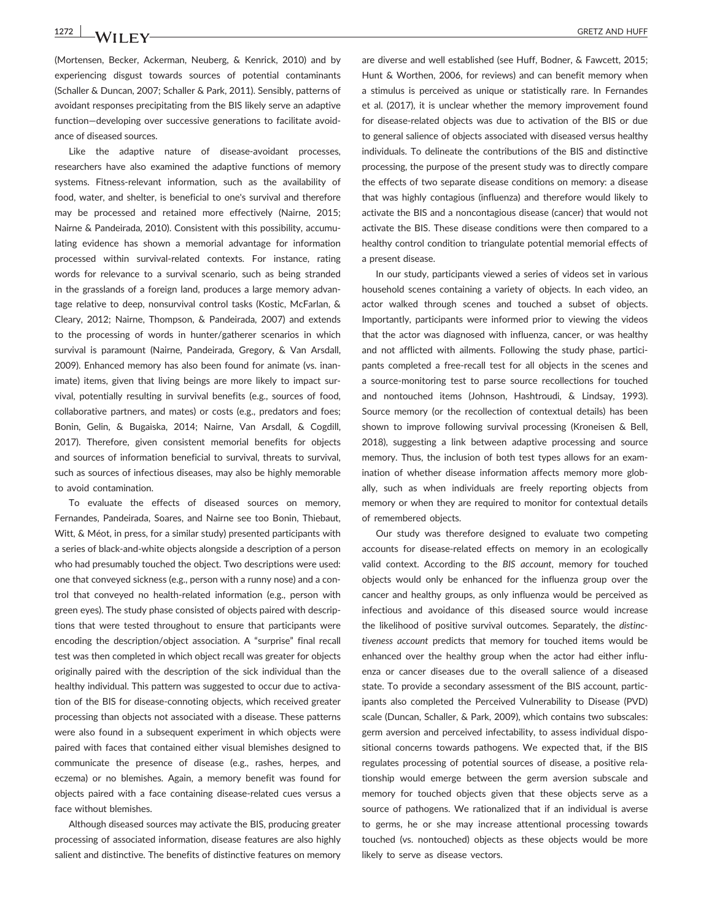(Mortensen, Becker, Ackerman, Neuberg, & Kenrick, 2010) and by experiencing disgust towards sources of potential contaminants (Schaller & Duncan, 2007; Schaller & Park, 2011). Sensibly, patterns of avoidant responses precipitating from the BIS likely serve an adaptive function—developing over successive generations to facilitate avoidance of diseased sources.

Like the adaptive nature of disease-avoidant processes, researchers have also examined the adaptive functions of memory systems. Fitness-relevant information, such as the availability of food, water, and shelter, is beneficial to one's survival and therefore may be processed and retained more effectively (Nairne, 2015; Nairne & Pandeirada, 2010). Consistent with this possibility, accumulating evidence has shown a memorial advantage for information processed within survival-related contexts. For instance, rating words for relevance to a survival scenario, such as being stranded in the grasslands of a foreign land, produces a large memory advantage relative to deep, nonsurvival control tasks (Kostic, McFarlan, & Cleary, 2012; Nairne, Thompson, & Pandeirada, 2007) and extends to the processing of words in hunter/gatherer scenarios in which survival is paramount (Nairne, Pandeirada, Gregory, & Van Arsdall, 2009). Enhanced memory has also been found for animate (vs. inanimate) items, given that living beings are more likely to impact survival, potentially resulting in survival benefits (e.g., sources of food, collaborative partners, and mates) or costs (e.g., predators and foes; Bonin, Gelin, & Bugaiska, 2014; Nairne, Van Arsdall, & Cogdill, 2017). Therefore, given consistent memorial benefits for objects and sources of information beneficial to survival, threats to survival, such as sources of infectious diseases, may also be highly memorable to avoid contamination.

To evaluate the effects of diseased sources on memory, Fernandes, Pandeirada, Soares, and Nairne see too Bonin, Thiebaut, Witt, & Méot, in press, for a similar study) presented participants with a series of black-and-white objects alongside a description of a person who had presumably touched the object. Two descriptions were used: one that conveyed sickness (e.g., person with a runny nose) and a control that conveyed no health-related information (e.g., person with green eyes). The study phase consisted of objects paired with descriptions that were tested throughout to ensure that participants were encoding the description/object association. A "surprise" final recall test was then completed in which object recall was greater for objects originally paired with the description of the sick individual than the healthy individual. This pattern was suggested to occur due to activation of the BIS for disease-connoting objects, which received greater processing than objects not associated with a disease. These patterns were also found in a subsequent experiment in which objects were paired with faces that contained either visual blemishes designed to communicate the presence of disease (e.g., rashes, herpes, and eczema) or no blemishes. Again, a memory benefit was found for objects paired with a face containing disease-related cues versus a face without blemishes.

Although diseased sources may activate the BIS, producing greater processing of associated information, disease features are also highly salient and distinctive. The benefits of distinctive features on memory are diverse and well established (see Huff, Bodner, & Fawcett, 2015; Hunt & Worthen, 2006, for reviews) and can benefit memory when a stimulus is perceived as unique or statistically rare. In Fernandes et al. (2017), it is unclear whether the memory improvement found for disease-related objects was due to activation of the BIS or due to general salience of objects associated with diseased versus healthy individuals. To delineate the contributions of the BIS and distinctive processing, the purpose of the present study was to directly compare the effects of two separate disease conditions on memory: a disease that was highly contagious (influenza) and therefore would likely to activate the BIS and a noncontagious disease (cancer) that would not activate the BIS. These disease conditions were then compared to a healthy control condition to triangulate potential memorial effects of a present disease.

In our study, participants viewed a series of videos set in various household scenes containing a variety of objects. In each video, an actor walked through scenes and touched a subset of objects. Importantly, participants were informed prior to viewing the videos that the actor was diagnosed with influenza, cancer, or was healthy and not afflicted with ailments. Following the study phase, participants completed a free-recall test for all objects in the scenes and a source-monitoring test to parse source recollections for touched and nontouched items (Johnson, Hashtroudi, & Lindsay, 1993). Source memory (or the recollection of contextual details) has been shown to improve following survival processing (Kroneisen & Bell, 2018), suggesting a link between adaptive processing and source memory. Thus, the inclusion of both test types allows for an examination of whether disease information affects memory more globally, such as when individuals are freely reporting objects from memory or when they are required to monitor for contextual details of remembered objects.

Our study was therefore designed to evaluate two competing accounts for disease-related effects on memory in an ecologically valid context. According to the *BIS account*, memory for touched objects would only be enhanced for the influenza group over the cancer and healthy groups, as only influenza would be perceived as infectious and avoidance of this diseased source would increase the likelihood of positive survival outcomes. Separately, the *distinctiveness account* predicts that memory for touched items would be enhanced over the healthy group when the actor had either influenza or cancer diseases due to the overall salience of a diseased state. To provide a secondary assessment of the BIS account, participants also completed the Perceived Vulnerability to Disease (PVD) scale (Duncan, Schaller, & Park, 2009), which contains two subscales: germ aversion and perceived infectability, to assess individual dispositional concerns towards pathogens. We expected that, if the BIS regulates processing of potential sources of disease, a positive relationship would emerge between the germ aversion subscale and memory for touched objects given that these objects serve as a source of pathogens. We rationalized that if an individual is averse to germs, he or she may increase attentional processing towards touched (vs. nontouched) objects as these objects would be more likely to serve as disease vectors.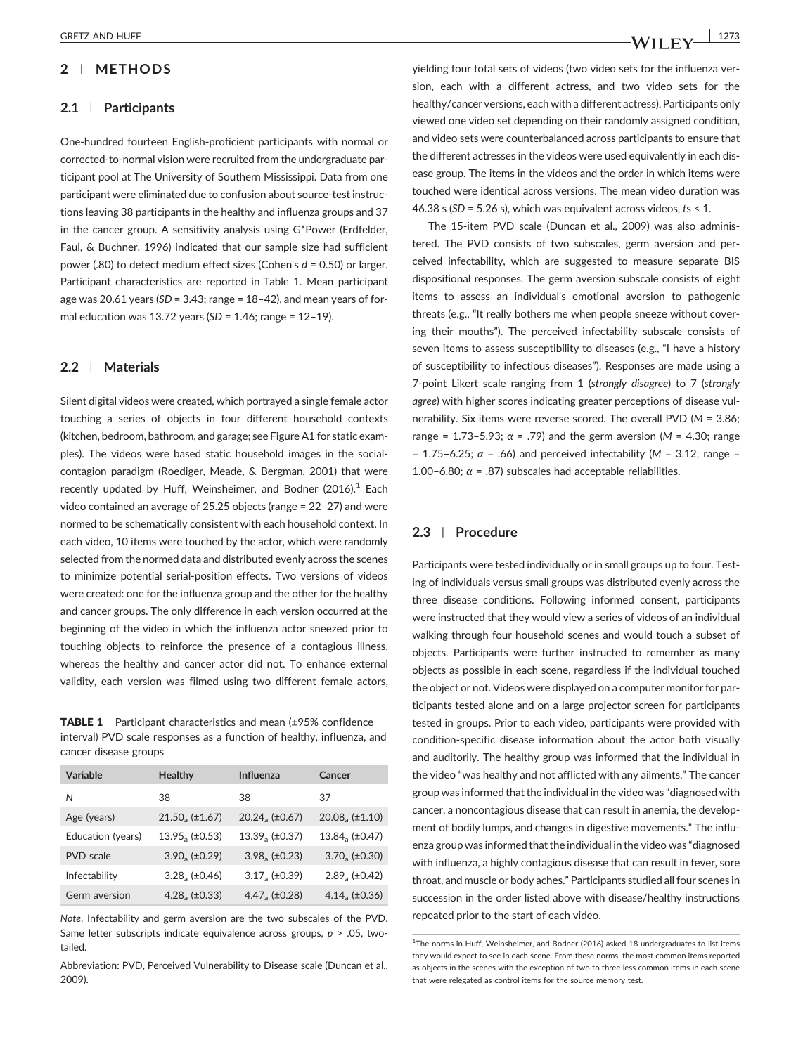## 2 | METHODS

### 2.1 | Participants

One-hundred fourteen English-proficient participants with normal or corrected-to-normal vision were recruited from the undergraduate participant pool at The University of Southern Mississippi. Data from one participant were eliminated due to confusion about source-test instructions leaving 38 participants in the healthy and influenza groups and 37 in the cancer group. A sensitivity analysis using G*Power (Erdfelder, Faul, & Buchner, 1996) indicated that our sample size had sufficient power (.80) to detect medium effect sizes (Cohen's $d$ = 0.50) or larger. Participant characteristics are reported in Table 1. Mean participant age was 20.61 years ($SD$ = 3.43; range = 18–42), and mean years of formal education was 13.72 years ($SD$ = 1.46; range = 12–19).

### 2.2 | Materials

Silent digital videos were created, which portrayed a single female actor touching a series of objects in four different household contexts (kitchen, bedroom, bathroom, and garage; see Figure A1 for static examples). The videos were based static household images in the social-contagion paradigm (Roediger, Meade, & Bergman, 2001) that were recently updated by Huff, Weinsheimer, and Bodner (2016).[1] Each video contained an average of 25.25 objects (range = 22–27) and were normed to be schematically consistent with each household context. In each video, 10 items were touched by the actor, which were randomly selected from the normed data and distributed evenly across the scenes to minimize potential serial-position effects. Two versions of videos were created: one for the influenza group and the other for the healthy and cancer groups. The only difference in each version occurred at the beginning of the video in which the influenza actor sneezed prior to touching objects to reinforce the presence of a contagious illness, whereas the healthy and cancer actor did not. To enhance external validity, each version was filmed using two different female actors, yielding four total sets of videos (two video sets for the influenza version, each with a different actress, and two video sets for the healthy/cancer versions, each with a different actress). Participants only viewed one video set depending on their randomly assigned condition, and video sets were counterbalanced across participants to ensure that the different actresses in the videos were used equivalently in each disease group. The items in the videos and the order in which items were touched were identical across versions. The mean video duration was 46.38 s ($SD$ = 5.26 s), which was equivalent across videos, $t$s < 1.

**TABLE 1** Participant characteristics and mean (±95% confidence interval) PVD scale responses as a function of healthy, influenza, and cancer disease groups

| Variable | Healthy | Influenza | Cancer |
|---|---|---|---|
| $N$ | 38 | 38 | 37 |
| Age (years) | $21.50_a$ (±1.67) | $20.24_a$ (±0.67) | $20.08_a$ (±1.10) |
| Education (years) | $13.95_a$ (±0.53) | $13.39_a$ (±0.37) | $13.84_a$ (±0.47) |
| PVD scale | $3.90_a$ (±0.29) | $3.98_a$ (±0.23) | $3.70_a$ (±0.30) |
| Infectability | $3.28_a$ (±0.46) | $3.17_a$ (±0.39) | $2.89_a$ (±0.42) |
| Germ aversion | $4.28_a$ (±0.33) | $4.47_a$ (±0.28) | $4.14_a$ (±0.36) |

*Note*. Infectability and germ aversion are the two subscales of the PVD. Same letter subscripts indicate equivalence across groups, $p$ > .05, two-tailed.

Abbreviation: PVD, Perceived Vulnerability to Disease scale (Duncan et al., 2009).

The 15-item PVD scale (Duncan et al., 2009) was also administered. The PVD consists of two subscales, germ aversion and perceived infectability, which are suggested to measure separate BIS dispositional responses. The germ aversion subscale consists of eight items to assess an individual's emotional aversion to pathogenic threats (e.g., "It really bothers me when people sneeze without covering their mouths"). The perceived infectability subscale consists of seven items to assess susceptibility to diseases (e.g., "I have a history of susceptibility to infectious diseases"). Responses are made using a 7-point Likert scale ranging from 1 (*strongly disagree*) to 7 (*strongly agree*) with higher scores indicating greater perceptions of disease vulnerability. Six items were reverse scored. The overall PVD ($M$ = 3.86; range = 1.73–5.93; $\alpha$ = .79) and the germ aversion ($M$ = 4.30; range = 1.75–6.25; $\alpha$ = .66) and perceived infectability ($M$ = 3.12; range = 1.00–6.80; $\alpha$ = .87) subscales had acceptable reliabilities.

### 2.3 | Procedure

Participants were tested individually or in small groups up to four. Testing of individuals versus small groups was distributed evenly across the three disease conditions. Following informed consent, participants were instructed that they would view a series of videos of an individual walking through four household scenes and would touch a subset of objects. Participants were further instructed to remember as many objects as possible in each scene, regardless if the individual touched the object or not. Videos were displayed on a computer monitor for participants tested alone and on a large projector screen for participants tested in groups. Prior to each video, participants were provided with condition-specific disease information about the actor both visually and auditorily. The healthy group was informed that the individual in the video "was healthy and not afflicted with any ailments." The cancer group was informed that the individual in the video was "diagnosed with cancer, a noncontagious disease that can result in anemia, the development of bodily lumps, and changes in digestive movements." The influenza group was informed that the individual in the video was "diagnosed with influenza, a highly contagious disease that can result in fever, sore throat, and muscle or body aches." Participants studied all four scenes in succession in the order listed above with disease/healthy instructions repeated prior to the start of each video.

[1]The norms in Huff, Weinsheimer, and Bodner (2016) asked 18 undergraduates to list items they would expect to see in each scene. From these norms, the most common items reported as objects in the scenes with the exception of two to three less common items in each scene that were relegated as control items for the source memory test.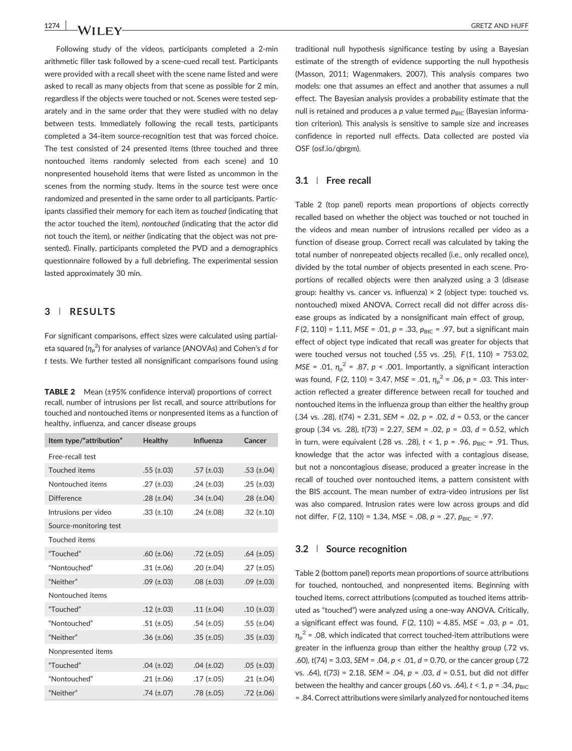Following study of the videos, participants completed a 2-min arithmetic filler task followed by a scene-cued recall test. Participants were provided with a recall sheet with the scene name listed and were asked to recall as many objects from that scene as possible for 2 min, regardless if the objects were touched or not. Scenes were tested separately and in the same order that they were studied with no delay between tests. Immediately following the recall tests, participants completed a 34-item source-recognition test that was forced choice. The test consisted of 24 presented items (three touched and three nontouched items randomly selected from each scene) and 10 nonpresented household items that were listed as uncommon in the scenes from the norming study. Items in the source test were once randomized and presented in the same order to all participants. Participants classified their memory for each item as *touched* (indicating that the actor touched the item), *nontouched* (indicating that the actor did not touch the item), or *neither* (indicating that the object was not presented). Finally, participants completed the PVD and a demographics questionnaire followed by a full debriefing. The experimental session lasted approximately 30 min.

## 3 | RESULTS

For significant comparisons, effect sizes were calculated using partial-eta squared ($\eta_p^2$) for analyses of variance (ANOVAs) and Cohen's *d* for *t* tests. We further tested all nonsignificant comparisons found using traditional null hypothesis significance testing by using a Bayesian estimate of the strength of evidence supporting the null hypothesis (Masson, 2011; Wagenmakers, 2007). This analysis compares two models: one that assumes an effect and another that assumes a null effect. The Bayesian analysis provides a probability estimate that the null is retained and produces a *p* value termed $p_{BIC}$ (Bayesian information criterion). This analysis is sensitive to sample size and increases confidence in reported null effects. Data collected are posted via OSF (osf.io/qbrgm).

**TABLE 2** Mean (±95% confidence interval) proportions of correct recall, number of intrusions per list recall, and source attributions for touched and nontouched items or nonpresented items as a function of healthy, influenza, and cancer disease groups

| Item type/"attribution" | Healthy | Influenza | Cancer |
|---|---|---|---|
| Free-recall test | | | |
| Touched items | .55 (±.03) | .57 (±.03) | .53 (±.04) |
| Nontouched items | .27 (±.03) | .24 (±.03) | .25 (±.03) |
| Difference | .28 (±.04) | .34 (±.04) | .28 (±.04) |
| Intrusions per video | .33 (±.10) | .24 (±.08) | .32 (±.10) |
| Source-monitoring test | | | |
| Touched items | | | |
| "Touched" | .60 (±.06) | .72 (±.05) | .64 (±.05) |
| "Nontouched" | .31 (±.06) | .20 (±.04) | .27 (±.05) |
| "Neither" | .09 (±.03) | .08 (±.03) | .09 (±.03) |
| Nontouched items | | | |
| "Touched" | .12 (±.03) | .11 (±.04) | .10 (±.03) |
| "Nontouched" | .51 (±.05) | .54 (±.05) | .55 (±.04) |
| "Neither" | .36 (±.06) | .35 (±.05) | .35 (±.03) |
| Nonpresented items | | | |
| "Touched" | .04 (±.02) | .04 (±.02) | .05 (±.03) |
| "Nontouched" | .21 (±.06) | .17 (±.05) | .21 (±.04) |
| "Neither" | .74 (±.07) | .78 (±.05) | .72 (±.06) |

### 3.1 | Free recall

Table 2 (top panel) reports mean proportions of objects correctly recalled based on whether the object was touched or not touched in the videos and mean number of intrusions recalled per video as a function of disease group. Correct recall was calculated by taking the total number of nonrepeated objects recalled (i.e., only recalled once), divided by the total number of objects presented in each scene. Proportions of recalled objects were then analyzed using a 3 (disease group: healthy vs. cancer vs. influenza) × 2 (object type: touched vs. nontouched) mixed ANOVA. Correct recall did not differ across disease groups as indicated by a nonsignificant main effect of group, $F(2, 110) = 1.11$, $MSE = .01$, $p = .33$, $p_{BIC} = .97$, but a significant main effect of object type indicated that recall was greater for objects that were touched versus not touched (.55 vs. .25), $F(1, 110) = 753.02$, $MSE = .01$, $\eta_p^2 = .87$, $p < .001$. Importantly, a significant interaction was found, $F(2, 110) = 3.47$, $MSE = .01$, $\eta_p^2 = .06$, $p = .03$. This interaction reflected a greater difference between recall for touched and nontouched items in the influenza group than either the healthy group (.34 vs. .28), $t(74) = 2.31$, $SEM = .02$, $p = .02$, $d = 0.53$, or the cancer group (.34 vs. .28), $t(73) = 2.27$, $SEM = .02$, $p = .03$, $d = 0.52$, which in turn, were equivalent (.28 vs. .28), $t < 1$, $p = .96$, $p_{BIC} = .91$. Thus, knowledge that the actor was infected with a contagious disease, but not a noncontagious disease, produced a greater increase in the recall of touched over nontouched items, a pattern consistent with the BIS account. The mean number of extra-video intrusions per list was also compared. Intrusion rates were low across groups and did not differ, $F(2, 110) = 1.34$, $MSE = .08$, $p = .27$, $p_{BIC} = .97$.

### 3.2 | Source recognition

Table 2 (bottom panel) reports mean proportions of source attributions for touched, nontouched, and nonpresented items. Beginning with touched items, correct attributions (computed as touched items attributed as "touched") were analyzed using a one-way ANOVA. Critically, a significant effect was found, $F(2, 110) = 4.85$, $MSE = .03$, $p = .01$, $\eta_p^2 = .08$, which indicated that correct touched-item attributions were greater in the influenza group than either the healthy group (.72 vs. .60), $t(74) = 3.03$, $SEM = .04$, $p < .01$, $d = 0.70$, or the cancer group (.72 vs. .64), $t(73) = 2.18$, $SEM = .04$, $p = .03$, $d = 0.51$, but did not differ between the healthy and cancer groups (.60 vs. .64), $t < 1$, $p = .34$, $p_{BIC} = .84$. Correct attributions were similarly analyzed for nontouched items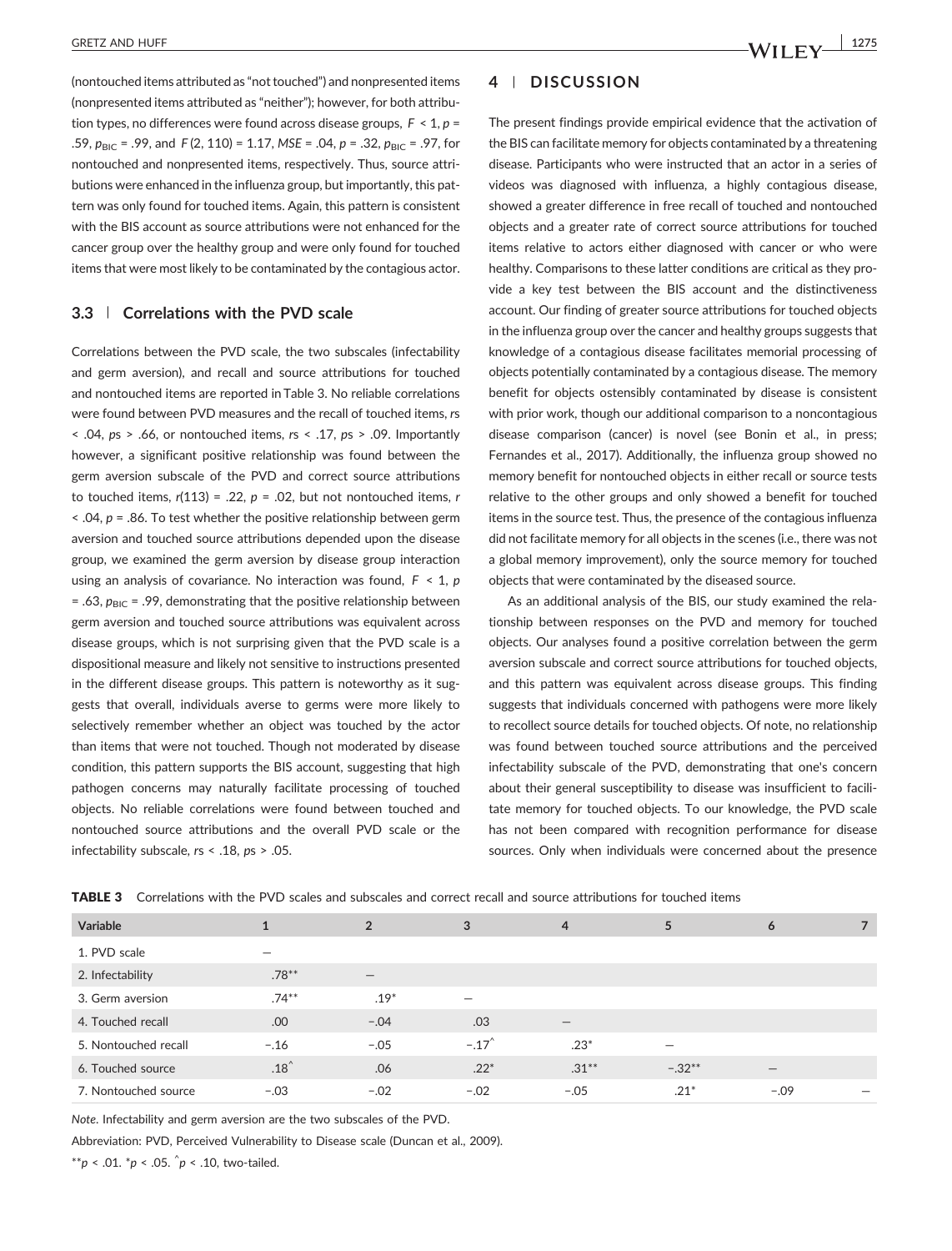(nontouched items attributed as "not touched") and nonpresented items (nonpresented items attributed as "neither"); however, for both attribution types, no differences were found across disease groups, $F < 1$, $p = .59$, $p_{BIC} = .99$, and $F(2, 110) = 1.17$, $MSE = .04$, $p = .32$, $p_{BIC} = .97$, for nontouched and nonpresented items, respectively. Thus, source attributions were enhanced in the influenza group, but importantly, this pattern was only found for touched items. Again, this pattern is consistent with the BIS account as source attributions were not enhanced for the cancer group over the healthy group and were only found for touched items that were most likely to be contaminated by the contagious actor.

### 3.3 | Correlations with the PVD scale

Correlations between the PVD scale, the two subscales (infectability and germ aversion), and recall and source attributions for touched and nontouched items are reported in Table 3. No reliable correlations were found between PVD measures and the recall of touched items, *r*s < .04, *p*s > .66, or nontouched items, *r*s < .17, *p*s > .09. Importantly however, a significant positive relationship was found between the germ aversion subscale of the PVD and correct source attributions to touched items, $r(113) = .22$, $p = .02$, but not nontouched items, $r < .04$, $p = .86$. To test whether the positive relationship between germ aversion and touched source attributions depended upon the disease group, we examined the germ aversion by disease group interaction using an analysis of covariance. No interaction was found, $F < 1$, $p = .63$, $p_{BIC} = .99$, demonstrating that the positive relationship between germ aversion and touched source attributions was equivalent across disease groups, which is not surprising given that the PVD scale is a dispositional measure and likely not sensitive to instructions presented in the different disease groups. This pattern is noteworthy as it suggests that overall, individuals averse to germs were more likely to selectively remember whether an object was touched by the actor than items that were not touched. Though not moderated by disease condition, this pattern supports the BIS account, suggesting that high pathogen concerns may naturally facilitate processing of touched objects. No reliable correlations were found between touched and nontouched source attributions and the overall PVD scale or the infectability subscale, *r*s < .18, *p*s > .05.

## 4 | DISCUSSION

The present findings provide empirical evidence that the activation of the BIS can facilitate memory for objects contaminated by a threatening disease. Participants who were instructed that an actor in a series of videos was diagnosed with influenza, a highly contagious disease, showed a greater difference in free recall of touched and nontouched objects and a greater rate of correct source attributions for touched items relative to actors either diagnosed with cancer or who were healthy. Comparisons to these latter conditions are critical as they provide a key test between the BIS account and the distinctiveness account. Our finding of greater source attributions for touched objects in the influenza group over the cancer and healthy groups suggests that knowledge of a contagious disease facilitates memorial processing of objects potentially contaminated by a contagious disease. The memory benefit for objects ostensibly contaminated by disease is consistent with prior work, though our additional comparison to a noncontagious disease comparison (cancer) is novel (see Bonin et al., in press; Fernandes et al., 2017). Additionally, the influenza group showed no memory benefit for nontouched objects in either recall or source tests relative to the other groups and only showed a benefit for touched items in the source test. Thus, the presence of the contagious influenza did not facilitate memory for all objects in the scenes (i.e., there was not a global memory improvement), only the source memory for touched objects that were contaminated by the diseased source.

As an additional analysis of the BIS, our study examined the relationship between responses on the PVD and memory for touched objects. Our analyses found a positive correlation between the germ aversion subscale and correct source attributions for touched objects, and this pattern was equivalent across disease groups. This finding suggests that individuals concerned with pathogens were more likely to recollect source details for touched objects. Of note, no relationship was found between touched source attributions and the perceived infectability subscale of the PVD, demonstrating that one's concern about their general susceptibility to disease was insufficient to facilitate memory for touched objects. To our knowledge, the PVD scale has not been compared with recognition performance for disease sources. Only when individuals were concerned about the presence

**TABLE 3** Correlations with the PVD scales and subscales and correct recall and source attributions for touched items

| Variable | 1 | 2 | 3 | 4 | 5 | 6 | 7 |
|---|---|---|---|---|---|---|---|
| 1. PVD scale | — | | | | | | |
| 2. Infectability | .78** | — | | | | | |
| 3. Germ aversion | .74** | .19* | — | | | | |
| 4. Touched recall | .00 | −.04 | .03 | — | | | |
| 5. Nontouched recall | −.16 | −.05 | −.17^ | .23* | — | | |
| 6. Touched source | .18^ | .06 | .22* | .31** | −.32** | — | |
| 7. Nontouched source | −.03 | −.02 | −.02 | −.05 | .21* | −.09 | — |

*Note.* Infectability and germ aversion are the two subscales of the PVD.

Abbreviation: PVD, Perceived Vulnerability to Disease scale (Duncan et al., 2009).

$^{**}p < .01$. $^{*}p < .05$. $^{\wedge}p < .10$, two-tailed.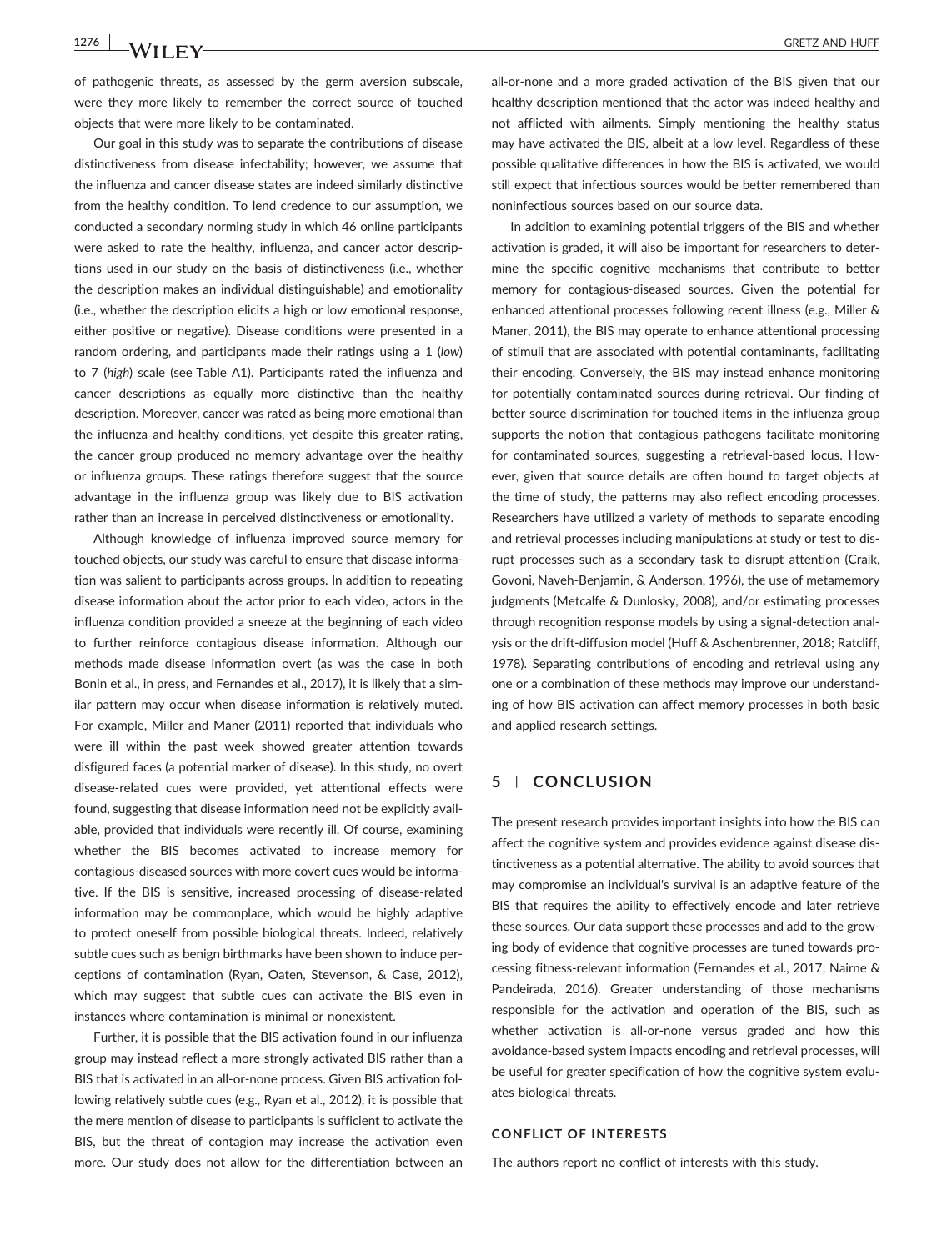of pathogenic threats, as assessed by the germ aversion subscale, were they more likely to remember the correct source of touched objects that were more likely to be contaminated.

Our goal in this study was to separate the contributions of disease distinctiveness from disease infectability; however, we assume that the influenza and cancer disease states are indeed similarly distinctive from the healthy condition. To lend credence to our assumption, we conducted a secondary norming study in which 46 online participants were asked to rate the healthy, influenza, and cancer actor descriptions used in our study on the basis of distinctiveness (i.e., whether the description makes an individual distinguishable) and emotionality (i.e., whether the description elicits a high or low emotional response, either positive or negative). Disease conditions were presented in a random ordering, and participants made their ratings using a 1 (*low*) to 7 (*high*) scale (see Table A1). Participants rated the influenza and cancer descriptions as equally more distinctive than the healthy description. Moreover, cancer was rated as being more emotional than the influenza and healthy conditions, yet despite this greater rating, the cancer group produced no memory advantage over the healthy or influenza groups. These ratings therefore suggest that the source advantage in the influenza group was likely due to BIS activation rather than an increase in perceived distinctiveness or emotionality.

Although knowledge of influenza improved source memory for touched objects, our study was careful to ensure that disease information was salient to participants across groups. In addition to repeating disease information about the actor prior to each video, actors in the influenza condition provided a sneeze at the beginning of each video to further reinforce contagious disease information. Although our methods made disease information overt (as was the case in both Bonin et al., in press, and Fernandes et al., 2017), it is likely that a similar pattern may occur when disease information is relatively muted. For example, Miller and Maner (2011) reported that individuals who were ill within the past week showed greater attention towards disfigured faces (a potential marker of disease). In this study, no overt disease-related cues were provided, yet attentional effects were found, suggesting that disease information need not be explicitly available, provided that individuals were recently ill. Of course, examining whether the BIS becomes activated to increase memory for contagious-diseased sources with more covert cues would be informative. If the BIS is sensitive, increased processing of disease-related information may be commonplace, which would be highly adaptive to protect oneself from possible biological threats. Indeed, relatively subtle cues such as benign birthmarks have been shown to induce perceptions of contamination (Ryan, Oaten, Stevenson, & Case, 2012), which may suggest that subtle cues can activate the BIS even in instances where contamination is minimal or nonexistent.

Further, it is possible that the BIS activation found in our influenza group may instead reflect a more strongly activated BIS rather than a BIS that is activated in an all-or-none process. Given BIS activation following relatively subtle cues (e.g., Ryan et al., 2012), it is possible that the mere mention of disease to participants is sufficient to activate the BIS, but the threat of contagion may increase the activation even more. Our study does not allow for the differentiation between an all-or-none and a more graded activation of the BIS given that our healthy description mentioned that the actor was indeed healthy and not afflicted with ailments. Simply mentioning the healthy status may have activated the BIS, albeit at a low level. Regardless of these possible qualitative differences in how the BIS is activated, we would still expect that infectious sources would be better remembered than noninfectious sources based on our source data.

In addition to examining potential triggers of the BIS and whether activation is graded, it will also be important for researchers to determine the specific cognitive mechanisms that contribute to better memory for contagious-diseased sources. Given the potential for enhanced attentional processes following recent illness (e.g., Miller & Maner, 2011), the BIS may operate to enhance attentional processing of stimuli that are associated with potential contaminants, facilitating their encoding. Conversely, the BIS may instead enhance monitoring for potentially contaminated sources during retrieval. Our finding of better source discrimination for touched items in the influenza group supports the notion that contagious pathogens facilitate monitoring for contaminated sources, suggesting a retrieval-based locus. However, given that source details are often bound to target objects at the time of study, the patterns may also reflect encoding processes. Researchers have utilized a variety of methods to separate encoding and retrieval processes including manipulations at study or test to disrupt processes such as a secondary task to disrupt attention (Craik, Govoni, Naveh-Benjamin, & Anderson, 1996), the use of metamemory judgments (Metcalfe & Dunlosky, 2008), and/or estimating processes through recognition response models by using a signal-detection analysis or the drift-diffusion model (Huff & Aschenbrenner, 2018; Ratcliff, 1978). Separating contributions of encoding and retrieval using any one or a combination of these methods may improve our understanding of how BIS activation can affect memory processes in both basic and applied research settings.

## 5 | CONCLUSION

The present research provides important insights into how the BIS can affect the cognitive system and provides evidence against disease distinctiveness as a potential alternative. The ability to avoid sources that may compromise an individual's survival is an adaptive feature of the BIS that requires the ability to effectively encode and later retrieve these sources. Our data support these processes and add to the growing body of evidence that cognitive processes are tuned towards processing fitness-relevant information (Fernandes et al., 2017; Nairne & Pandeirada, 2016). Greater understanding of those mechanisms responsible for the activation and operation of the BIS, such as whether activation is all-or-none versus graded and how this avoidance-based system impacts encoding and retrieval processes, will be useful for greater specification of how the cognitive system evaluates biological threats.

### CONFLICT OF INTERESTS

The authors report no conflict of interests with this study.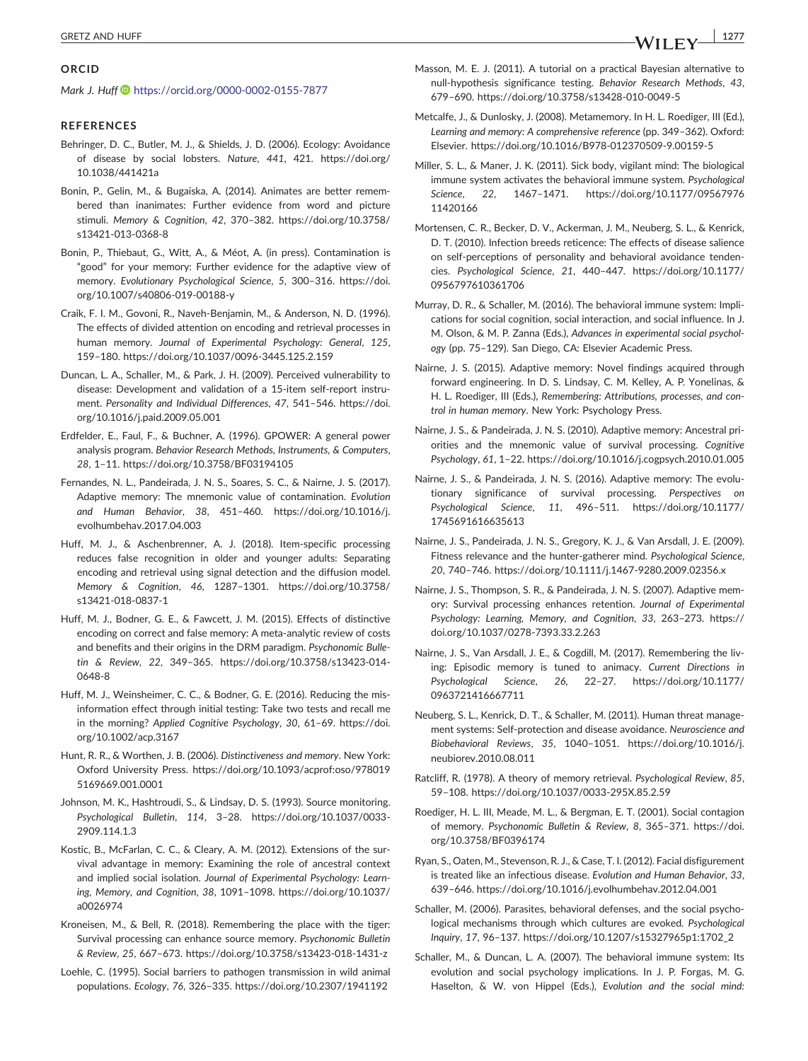## ORCID

*Mark J. Huff* https://orcid.org/0000-0002-0155-7877

## REFERENCES

Behringer, D. C., Butler, M. J., & Shields, J. D. (2006). Ecology: Avoidance of disease by social lobsters. *Nature*, *441*, 421. https://doi.org/10.1038/441421a

Bonin, P., Gelin, M., & Bugaiska, A. (2014). Animates are better remembered than inanimates: Further evidence from word and picture stimuli. *Memory & Cognition*, *42*, 370–382. https://doi.org/10.3758/s13421-013-0368-8

Bonin, P., Thiebaut, G., Witt, A., & Méot, A. (in press). Contamination is "good" for your memory: Further evidence for the adaptive view of memory. *Evolutionary Psychological Science*, *5*, 300–316. https://doi.org/10.1007/s40806-019-00188-y

Craik, F. I. M., Govoni, R., Naveh-Benjamin, M., & Anderson, N. D. (1996). The effects of divided attention on encoding and retrieval processes in human memory. *Journal of Experimental Psychology: General*, *125*, 159–180. https://doi.org/10.1037/0096-3445.125.2.159

Duncan, L. A., Schaller, M., & Park, J. H. (2009). Perceived vulnerability to disease: Development and validation of a 15-item self-report instrument. *Personality and Individual Differences*, *47*, 541–546. https://doi.org/10.1016/j.paid.2009.05.001

Erdfelder, E., Faul, F., & Buchner, A. (1996). GPOWER: A general power analysis program. *Behavior Research Methods, Instruments, & Computers*, *28*, 1–11. https://doi.org/10.3758/BF03194105

Fernandes, N. L., Pandeirada, J. N. S., Soares, S. C., & Nairne, J. S. (2017). Adaptive memory: The mnemonic value of contamination. *Evolution and Human Behavior*, *38*, 451–460. https://doi.org/10.1016/j.evolhumbehav.2017.04.003

Huff, M. J., & Aschenbrenner, A. J. (2018). Item-specific processing reduces false recognition in older and younger adults: Separating encoding and retrieval using signal detection and the diffusion model. *Memory & Cognition*, *46*, 1287–1301. https://doi.org/10.3758/s13421-018-0837-1

Huff, M. J., Bodner, G. E., & Fawcett, J. M. (2015). Effects of distinctive encoding on correct and false memory: A meta-analytic review of costs and benefits and their origins in the DRM paradigm. *Psychonomic Bulletin & Review*, *22*, 349–365. https://doi.org/10.3758/s13423-014-0648-8

Huff, M. J., Weinsheimer, C. C., & Bodner, G. E. (2016). Reducing the misinformation effect through initial testing: Take two tests and recall me in the morning? *Applied Cognitive Psychology*, *30*, 61–69. https://doi.org/10.1002/acp.3167

Hunt, R. R., & Worthen, J. B. (2006). *Distinctiveness and memory*. New York: Oxford University Press. https://doi.org/10.1093/acprof:oso/9780195169669.001.0001

Johnson, M. K., Hashtroudi, S., & Lindsay, D. S. (1993). Source monitoring. *Psychological Bulletin*, *114*, 3–28. https://doi.org/10.1037/0033-2909.114.1.3

Kostic, B., McFarlan, C. C., & Cleary, A. M. (2012). Extensions of the survival advantage in memory: Examining the role of ancestral context and implied social isolation. *Journal of Experimental Psychology: Learning, Memory, and Cognition*, *38*, 1091–1098. https://doi.org/10.1037/a0026974

Kroneisen, M., & Bell, R. (2018). Remembering the place with the tiger: Survival processing can enhance source memory. *Psychonomic Bulletin & Review*, *25*, 667–673. https://doi.org/10.3758/s13423-018-1431-z

Loehle, C. (1995). Social barriers to pathogen transmission in wild animal populations. *Ecology*, *76*, 326–335. https://doi.org/10.2307/1941192

Masson, M. E. J. (2011). A tutorial on a practical Bayesian alternative to null-hypothesis significance testing. *Behavior Research Methods*, *43*, 679–690. https://doi.org/10.3758/s13428-010-0049-5

Metcalfe, J., & Dunlosky, J. (2008). Metamemory. In H. L. Roediger, III (Ed.), *Learning and memory: A comprehensive reference* (pp. 349–362). Oxford: Elsevier. https://doi.org/10.1016/B978-012370509-9.00159-5

Miller, S. L., & Maner, J. K. (2011). Sick body, vigilant mind: The biological immune system activates the behavioral immune system. *Psychological Science*, *22*, 1467–1471. https://doi.org/10.1177/0956797611420166

Mortensen, C. R., Becker, D. V., Ackerman, J. M., Neuberg, S. L., & Kenrick, D. T. (2010). Infection breeds reticence: The effects of disease salience on self-perceptions of personality and behavioral avoidance tendencies. *Psychological Science*, *21*, 440–447. https://doi.org/10.1177/0956797610361706

Murray, D. R., & Schaller, M. (2016). The behavioral immune system: Implications for social cognition, social interaction, and social influence. In J. M. Olson, & M. P. Zanna (Eds.), *Advances in experimental social psychology* (pp. 75–129). San Diego, CA: Elsevier Academic Press.

Nairne, J. S. (2015). Adaptive memory: Novel findings acquired through forward engineering. In D. S. Lindsay, C. M. Kelley, A. P. Yonelinas, & H. L. Roediger, III (Eds.), *Remembering: Attributions, processes, and control in human memory*. New York: Psychology Press.

Nairne, J. S., & Pandeirada, J. N. S. (2010). Adaptive memory: Ancestral priorities and the mnemonic value of survival processing. *Cognitive Psychology*, *61*, 1–22. https://doi.org/10.1016/j.cogpsych.2010.01.005

Nairne, J. S., & Pandeirada, J. N. S. (2016). Adaptive memory: The evolutionary significance of survival processing. *Perspectives on Psychological Science*, *11*, 496–511. https://doi.org/10.1177/1745691616635613

Nairne, J. S., Pandeirada, J. N. S., Gregory, K. J., & Van Arsdall, J. E. (2009). Fitness relevance and the hunter-gatherer mind. *Psychological Science*, *20*, 740–746. https://doi.org/10.1111/j.1467-9280.2009.02356.x

Nairne, J. S., Thompson, S. R., & Pandeirada, J. N. S. (2007). Adaptive memory: Survival processing enhances retention. *Journal of Experimental Psychology: Learning, Memory, and Cognition*, *33*, 263–273. https://doi.org/10.1037/0278-7393.33.2.263

Nairne, J. S., Van Arsdall, J. E., & Cogdill, M. (2017). Remembering the living: Episodic memory is tuned to animacy. *Current Directions in Psychological Science*, *26*, 22–27. https://doi.org/10.1177/0963721416667711

Neuberg, S. L., Kenrick, D. T., & Schaller, M. (2011). Human threat management systems: Self-protection and disease avoidance. *Neuroscience and Biobehavioral Reviews*, *35*, 1040–1051. https://doi.org/10.1016/j.neubiorev.2010.08.011

Ratcliff, R. (1978). A theory of memory retrieval. *Psychological Review*, *85*, 59–108. https://doi.org/10.1037/0033-295X.85.2.59

Roediger, H. L. III, Meade, M. L., & Bergman, E. T. (2001). Social contagion of memory. *Psychonomic Bulletin & Review*, *8*, 365–371. https://doi.org/10.3758/BF0396174

Ryan, S., Oaten, M., Stevenson, R. J., & Case, T. I. (2012). Facial disfigurement is treated like an infectious disease. *Evolution and Human Behavior*, *33*, 639–646. https://doi.org/10.1016/j.evolhumbehav.2012.04.001

Schaller, M. (2006). Parasites, behavioral defenses, and the social psychological mechanisms through which cultures are evoked. *Psychological Inquiry*, *17*, 96–137. https://doi.org/10.1207/s15327965pli1702_2

Schaller, M., & Duncan, L. A. (2007). The behavioral immune system: Its evolution and social psychology implications. In J. P. Forgas, M. G. Haselton, & W. von Hippel (Eds.), *Evolution and the social mind:*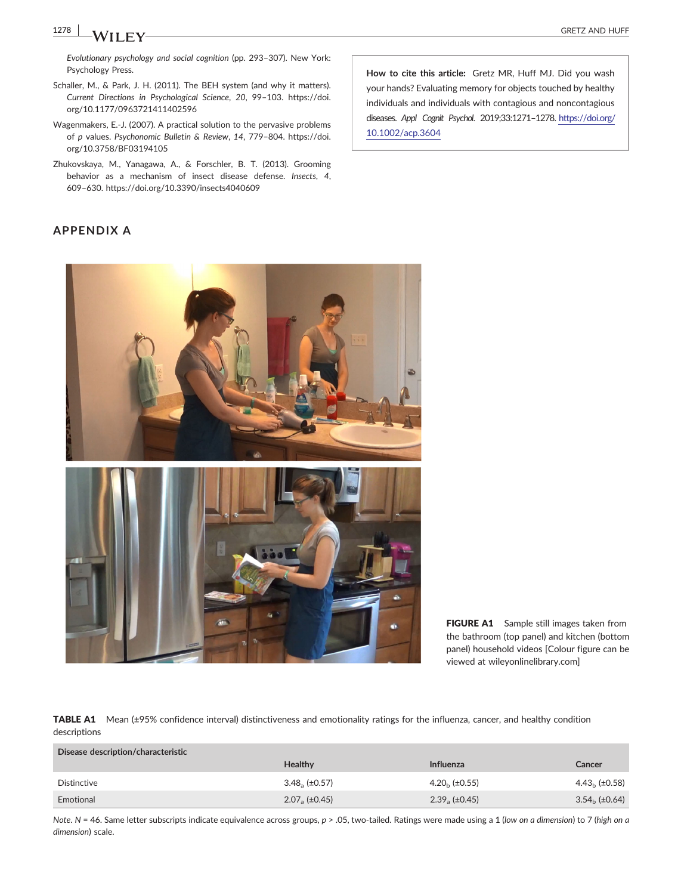*Evolutionary psychology and social cognition* (pp. 293–307). New York: Psychology Press.

Schaller, M., & Park, J. H. (2011). The BEH system (and why it matters). *Current Directions in Psychological Science*, *20*, 99–103. https://doi.org/10.1177/0963721411402596

Wagenmakers, E.-J. (2007). A practical solution to the pervasive problems of *p* values. *Psychonomic Bulletin & Review*, *14*, 779–804. https://doi.org/10.3758/BF03194105

Zhukovskaya, M., Yanagawa, A., & Forschler, B. T. (2013). Grooming behavior as a mechanism of insect disease defense. *Insects*, *4*, 609–630. https://doi.org/10.3390/insects4040609

**How to cite this article:** Gretz MR, Huff MJ. Did you wash your hands? Evaluating memory for objects touched by healthy individuals and individuals with contagious and noncontagious diseases. *Appl Cognit Psychol.* 2019;33:1271–1278. https://doi.org/10.1002/acp.3604

## APPENDIX A

**FIGURE A1** Sample still images taken from the bathroom (top panel) and kitchen (bottom panel) household videos [Colour figure can be viewed at wileyonlinelibrary.com]

**TABLE A1** Mean (±95% confidence interval) distinctiveness and emotionality ratings for the influenza, cancer, and healthy condition descriptions

| Disease description/characteristic | Healthy | Influenza | Cancer |
|---|---|---|---|
| Distinctive | $3.48_a$ (±0.57) | $4.20_b$ (±0.55) | $4.43_b$ (±0.58) |
| Emotional | $2.07_a$ (±0.45) | $2.39_a$ (±0.45) | $3.54_b$ (±0.64) |

*Note. N* = 46. Same letter subscripts indicate equivalence across groups, $p > .05$, two-tailed. Ratings were made using a 1 (*low on a dimension*) to 7 (*high on a dimension*) scale.